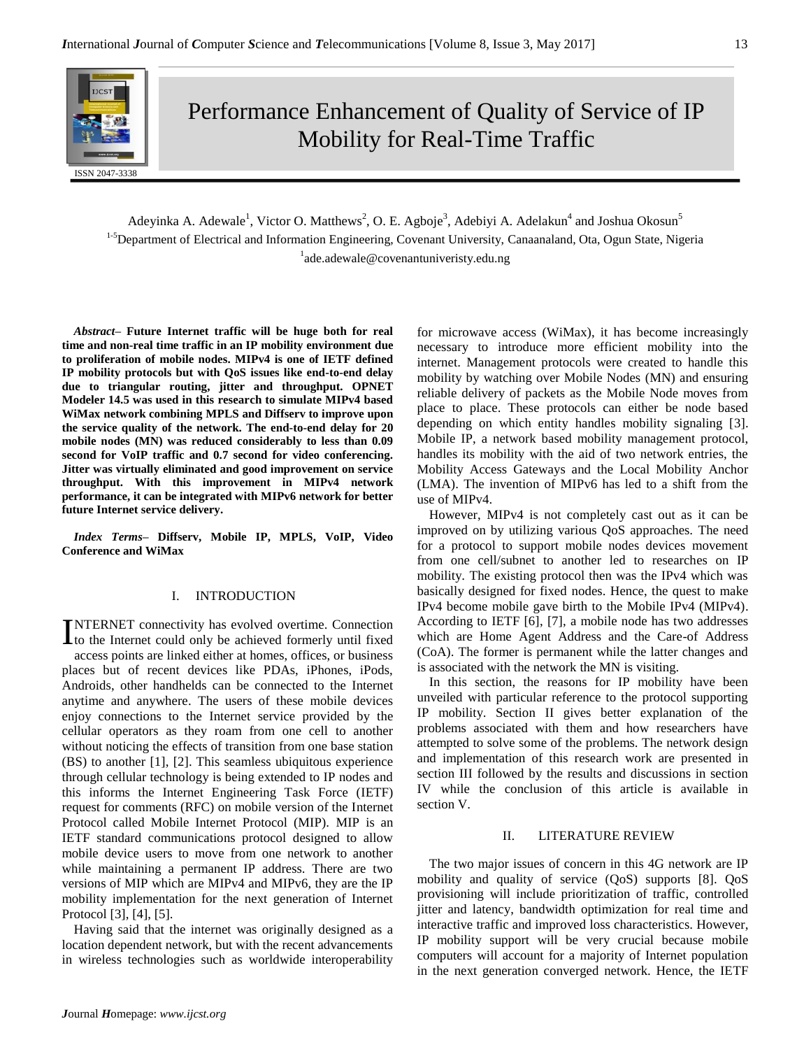# Performance Enhancement of Quality of Service of IP Mobility for Real-Time Traffic

ISSN 2047-3338

Adeyinka A. Adewale[1], Victor O. Matthews[2], O. E. Agboje[3], Adebiyi A. Adelakun[4] and Joshua Okosun[5]

[1-5]Department of Electrical and Information Engineering, Covenant Univerisity, Canaanaland, Ota, Ogun State, Nigeria

[1]ade.adewale@covenantuniveristy.edu.ng

***Abstract*– Future Internet traffic will be huge both for real time and non-real time traffic in an IP mobility environment due to proliferation of mobile nodes. MIPv4 is one of IETF defined IP mobility protocols but with QoS issues like end-to-end delay due to triangular routing, jitter and throughput. OPNET Modeler 14.5 was used in this research to simulate MIPv4 based WiMax network combining MPLS and Diffserv to improve upon the service quality of the network. The end-to-end delay for 20 mobile nodes (MN) was reduced considerably to less than 0.09 second for VoIP traffic and 0.7 second for video conferencing. Jitter was virtually eliminated and good improvement on service throughput. With this improvement in MIPv4 network performance, it can be integrated with MIPv6 network for better future Internet service delivery.**

***Index Terms*– Diffserv, Mobile IP, MPLS, VoIP, Video Conference and WiMax**

## I. INTRODUCTION

INTERNET connectivity has evolved overtime. Connection to the Internet could only be achieved formerly until fixed access points are linked either at homes, offices, or business places but of recent devices like PDAs, iPhones, iPods, Androids, other handhelds can be connected to the Internet anytime and anywhere. The users of these mobile devices enjoy connections to the Internet service provided by the cellular operators as they roam from one cell to another without noticing the effects of transition from one base station (BS) to another [1], [2]. This seamless ubiquitous experience through cellular technology is being extended to IP nodes and this informs the Internet Engineering Task Force (IETF) request for comments (RFC) on mobile version of the Internet Protocol called Mobile Internet Protocol (MIP). MIP is an IETF standard communications protocol designed to allow mobile device users to move from one network to another while maintaining a permanent IP address. There are two versions of MIP which are MIPv4 and MIPv6, they are the IP mobility implementation for the next generation of Internet Protocol [3], [4], [5].

Having said that the internet was originally designed as a location dependent network, but with the recent advancements in wireless technologies such as worldwide interoperability for microwave access (WiMax), it has become increasingly necessary to introduce more efficient mobility into the internet. Management protocols were created to handle this mobility by watching over Mobile Nodes (MN) and ensuring reliable delivery of packets as the Mobile Node moves from place to place. These protocols can either be node based depending on which entity handles mobility signaling [3]. Mobile IP, a network based mobility management protocol, handles its mobility with the aid of two network entries, the Mobility Access Gateways and the Local Mobility Anchor (LMA). The invention of MIPv6 has led to a shift from the use of MIPv4.

However, MIPv4 is not completely cast out as it can be improved on by utilizing various QoS approaches. The need for a protocol to support mobile nodes devices movement from one cell/subnet to another led to researches on IP mobility. The existing protocol then was the IPv4 which was basically designed for fixed nodes. Hence, the quest to make IPv4 become mobile gave birth to the Mobile IPv4 (MIPv4). According to IETF [6], [7], a mobile node has two addresses which are Home Agent Address and the Care-of Address (CoA). The former is permanent while the latter changes and is associated with the network the MN is visiting.

In this section, the reasons for IP mobility have been unveiled with particular reference to the protocol supporting IP mobility. Section II gives better explanation of the problems associated with them and how researchers have attempted to solve some of the problems. The network design and implementation of this research work are presented in section III followed by the results and discussions in section IV while the conclusion of this article is available in section V.

## II. LITERATURE REVIEW

The two major issues of concern in this 4G network are IP mobility and quality of service (QoS) supports [8]. QoS provisioning will include prioritization of traffic, controlled jitter and latency, bandwidth optimization for real time and interactive traffic and improved loss characteristics. However, IP mobility support will be very crucial because mobile computers will account for a majority of Internet population in the next generation converged network. Hence, the IETF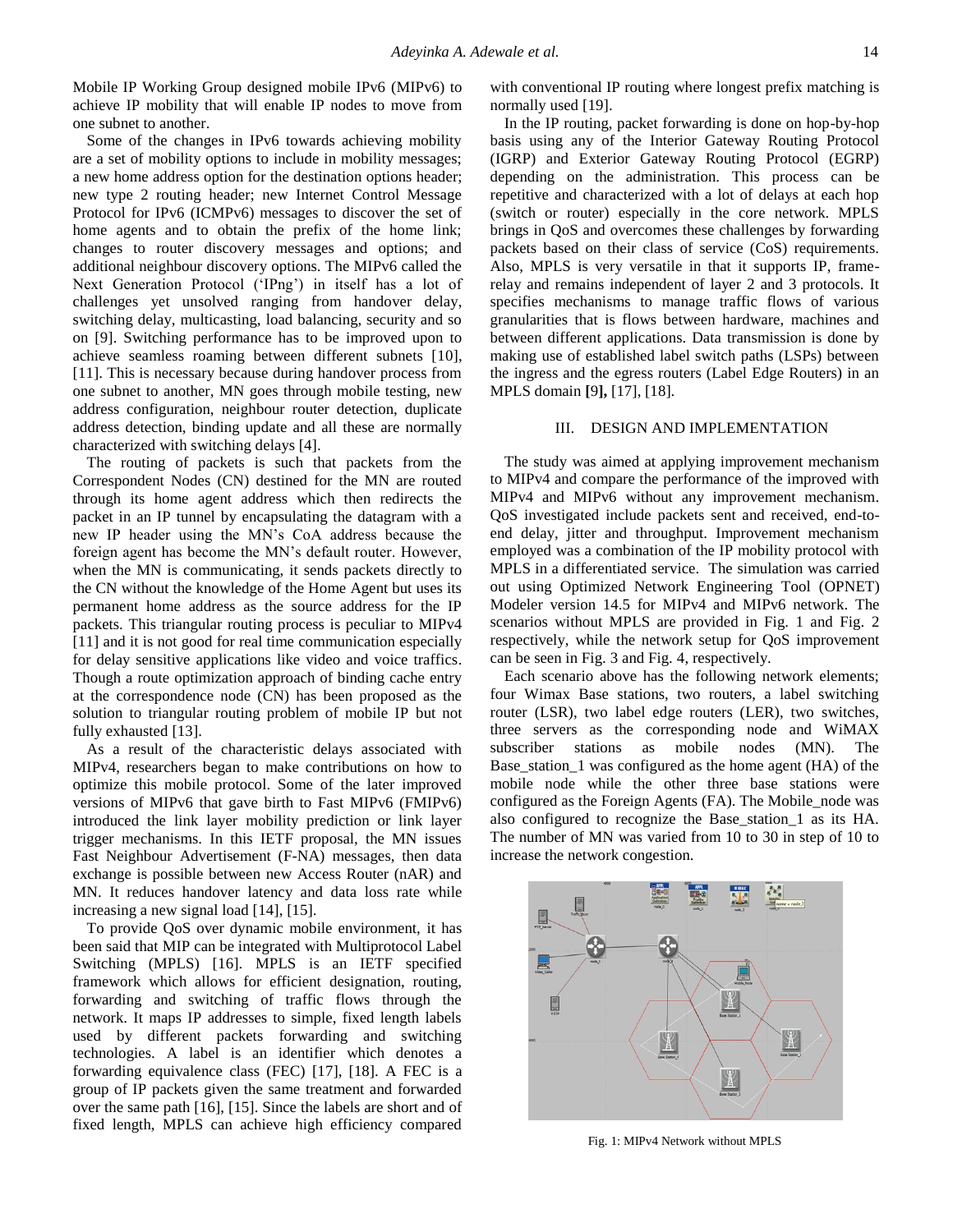Mobile IP Working Group designed mobile IPv6 (MIPv6) to achieve IP mobility that will enable IP nodes to move from one subnet to another.

Some of the changes in IPv6 towards achieving mobility are a set of mobility options to include in mobility messages; a new home address option for the destination options header; new type 2 routing header; new Internet Control Message Protocol for IPv6 (ICMPv6) messages to discover the set of home agents and to obtain the prefix of the home link; changes to router discovery messages and options; and additional neighbour discovery options. The MIPv6 called the Next Generation Protocol ('IPng') in itself has a lot of challenges yet unsolved ranging from handover delay, switching delay, multicasting, load balancing, security and so on [9]. Switching performance has to be improved upon to achieve seamless roaming between different subnets [10], [11]. This is necessary because during handover process from one subnet to another, MN goes through mobile testing, new address configuration, neighbour router detection, duplicate address detection, binding update and all these are normally characterized with switching delays [4].

The routing of packets is such that packets from the Correspondent Nodes (CN) destined for the MN are routed through its home agent address which then redirects the packet in an IP tunnel by encapsulating the datagram with a new IP header using the MN's CoA address because the foreign agent has become the MN's default router. However, when the MN is communicating, it sends packets directly to the CN without the knowledge of the Home Agent but uses its permanent home address as the source address for the IP packets. This triangular routing process is peculiar to MIPv4 [11] and it is not good for real time communication especially for delay sensitive applications like video and voice traffics. Though a route optimization approach of binding cache entry at the correspondence node (CN) has been proposed as the solution to triangular routing problem of mobile IP but not fully exhausted [13].

As a result of the characteristic delays associated with MIPv4, researchers began to make contributions on how to optimize this mobile protocol. Some of the later improved versions of MIPv6 that gave birth to Fast MIPv6 (FMIPv6) introduced the link layer mobility prediction or link layer trigger mechanisms. In this IETF proposal, the MN issues Fast Neighbour Advertisement (F-NA) messages, then data exchange is possible between new Access Router (nAR) and MN. It reduces handover latency and data loss rate while increasing a new signal load [14], [15].

To provide QoS over dynamic mobile environment, it has been said that MIP can be integrated with Multiprotocol Label Switching (MPLS) [16]. MPLS is an IETF specified framework which allows for efficient designation, routing, forwarding and switching of traffic flows through the network. It maps IP addresses to simple, fixed length labels used by different packets forwarding and switching technologies. A label is an identifier which denotes a forwarding equivalence class (FEC) [17], [18]. A FEC is a group of IP packets given the same treatment and forwarded over the same path [16], [15]. Since the labels are short and of fixed length, MPLS can achieve high efficiency compared with conventional IP routing where longest prefix matching is normally used [19].

In the IP routing, packet forwarding is done on hop-by-hop basis using any of the Interior Gateway Routing Protocol (IGRP) and Exterior Gateway Routing Protocol (EGRP) depending on the administration. This process can be repetitive and characterized with a lot of delays at each hop (switch or router) especially in the core network. MPLS brings in QoS and overcomes these challenges by forwarding packets based on their class of service (CoS) requirements. Also, MPLS is very versatile in that it supports IP, frame-relay and remains independent of layer 2 and 3 protocols. It specifies mechanisms to manage traffic flows of various granularities that is flows between hardware, machines and between different applications. Data transmission is done by making use of established label switch paths (LSPs) between the ingress and the egress routers (Label Edge Routers) in an MPLS domain **[**9**],** [17], [18].

## III. DESIGN AND IMPLEMENTATION

The study was aimed at applying improvement mechanism to MIPv4 and compare the performance of the improved with MIPv4 and MIPv6 without any improvement mechanism. QoS investigated include packets sent and received, end-to-end delay, jitter and throughput. Improvement mechanism employed was a combination of the IP mobility protocol with MPLS in a differentiated service. The simulation was carried out using Optimized Network Engineering Tool (OPNET) Modeler version 14.5 for MIPv4 and MIPv6 network. The scenarios without MPLS are provided in Fig. 1 and Fig. 2 respectively, while the network setup for QoS improvement can be seen in Fig. 3 and Fig. 4, respectively.

Each scenario above has the following network elements; four Wimax Base stations, two routers, a label switching router (LSR), two label edge routers (LER), two switches, three servers as the corresponding node and WiMAX subscriber stations as mobile nodes (MN). The Base_station_1 was configured as the home agent (HA) of the mobile node while the other three base stations were configured as the Foreign Agents (FA). The Mobile_node was also configured to recognize the Base_station_1 as its HA. The number of MN was varied from 10 to 30 in step of 10 to increase the network congestion.

Fig. 1: MIPv4 Network without MPLS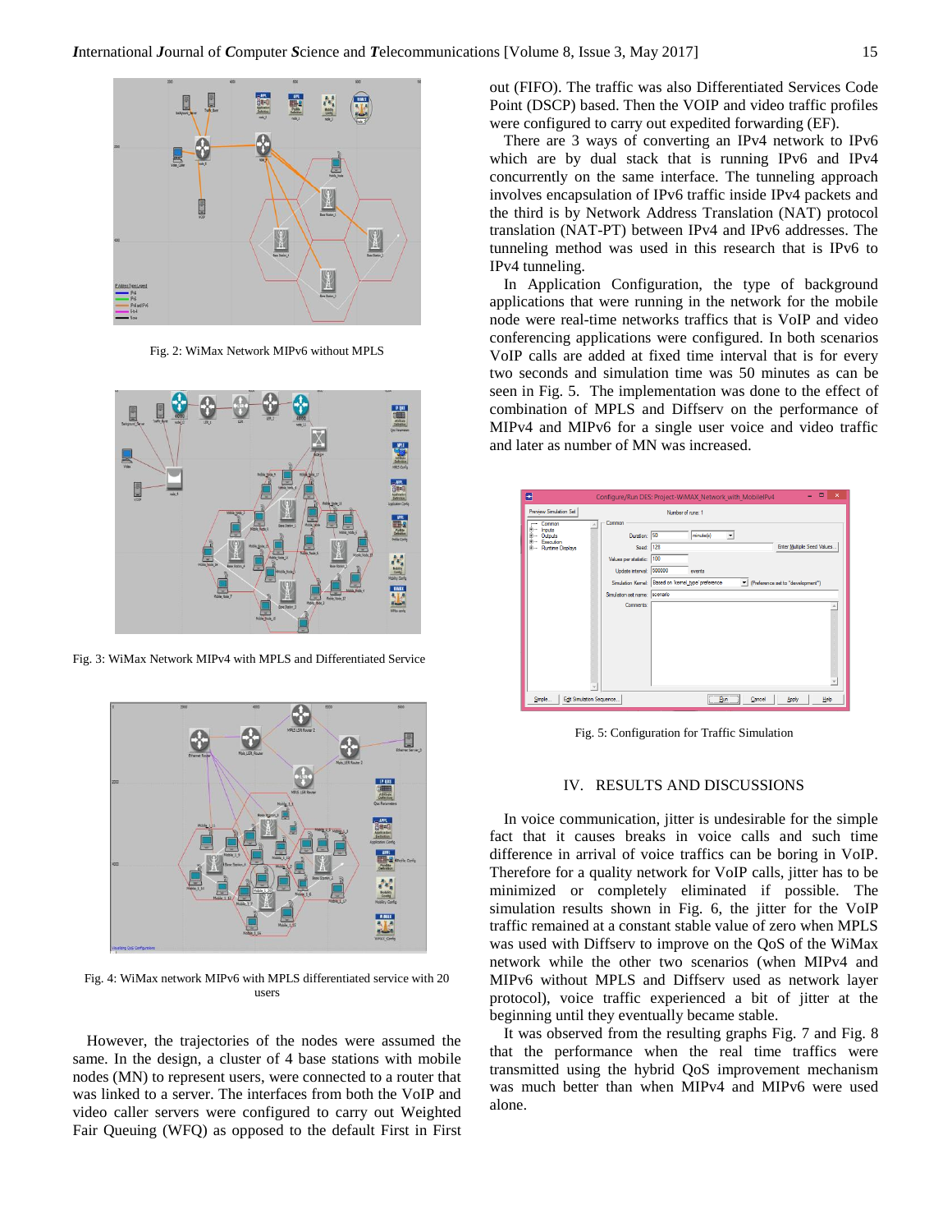Fig. 2: WiMax Network MIPv6 without MPLS

Fig. 3: WiMax Network MIPv4 with MPLS and Differentiated Service

Fig. 4: WiMax network MIPv6 with MPLS differentiated service with 20 users

However, the trajectories of the nodes were assumed the same. In the design, a cluster of 4 base stations with mobile nodes (MN) to represent users, were connected to a router that was linked to a server. The interfaces from both the VoIP and video caller servers were configured to carry out Weighted Fair Queuing (WFQ) as opposed to the default First in First out (FIFO). The traffic was also Differentiated Services Code Point (DSCP) based. Then the VOIP and video traffic profiles were configured to carry out expedited forwarding (EF).

There are 3 ways of converting an IPv4 network to IPv6 which are by dual stack that is running IPv6 and IPv4 concurrently on the same interface. The tunneling approach involves encapsulation of IPv6 traffic inside IPv4 packets and the third is by Network Address Translation (NAT) protocol translation (NAT-PT) between IPv4 and IPv6 addresses. The tunneling method was used in this research that is IPv6 to IPv4 tunneling.

In Application Configuration, the type of background applications that were running in the network for the mobile node were real-time networks traffics that is VoIP and video conferencing applications were configured. In both scenarios VoIP calls are added at fixed time interval that is for every two seconds and simulation time was 50 minutes as can be seen in Fig. 5. The implementation was done to the effect of combination of MPLS and Diffserv on the performance of MIPv4 and MIPv6 for a single user voice and video traffic and later as number of MN was increased.

Fig. 5: Configuration for Traffic Simulation

## IV. RESULTS AND DISCUSSIONS

In voice communication, jitter is undesirable for the simple fact that it causes breaks in voice calls and such time difference in arrival of voice traffics can be boring in VoIP. Therefore for a quality network for VoIP calls, jitter has to be minimized or completely eliminated if possible. The simulation results shown in Fig. 6, the jitter for the VoIP traffic remained at a constant stable value of zero when MPLS was used with Diffserv to improve on the QoS of the WiMax network while the other two scenarios (when MIPv4 and MIPv6 without MPLS and Diffserv used as network layer protocol), voice traffic experienced a bit of jitter at the beginning until they eventually became stable.

It was observed from the resulting graphs Fig. 7 and Fig. 8 that the performance when the real time traffics were transmitted using the hybrid QoS improvement mechanism was much better than when MIPv4 and MIPv6 were used alone.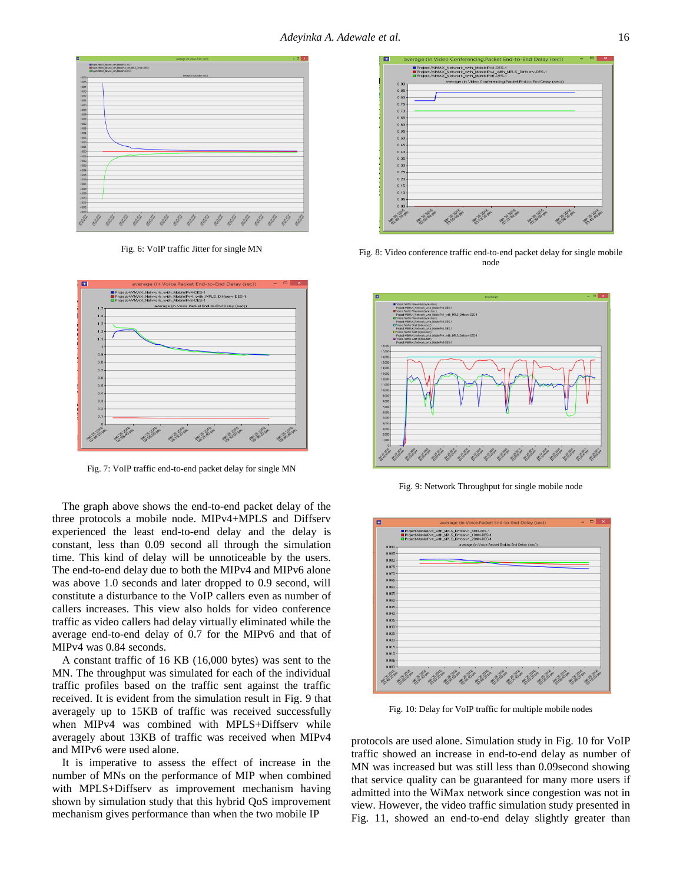Fig. 6: VoIP traffic Jitter for single MN

Fig. 7: VoIP traffic end-to-end packet delay for single MN

The graph above shows the end-to-end packet delay of the three protocols a mobile node. MIPv4+MPLS and Diffserv experienced the least end-to-end delay and the delay is constant, less than 0.09 second all through the simulation time. This kind of delay will be unnoticeable by the users. The end-to-end delay due to both the MIPv4 and MIPv6 alone was above 1.0 seconds and later dropped to 0.9 second, will constitute a disturbance to the VoIP callers even as number of callers increases. This view also holds for video conference traffic as video callers had delay virtually eliminated while the average end-to-end delay of 0.7 for the MIPv6 and that of MIPv4 was 0.84 seconds.

A constant traffic of 16 KB (16,000 bytes) was sent to the MN. The throughput was simulated for each of the individual traffic profiles based on the traffic sent against the traffic received. It is evident from the simulation result in Fig. 9 that averagely up to 15KB of traffic was received successfully when MIPv4 was combined with MPLS+Diffserv while averagely about 13KB of traffic was received when MIPv4 and MIPv6 were used alone.

It is imperative to assess the effect of increase in the number of MNs on the performance of MIP when combined with MPLS+Diffserv as improvement mechanism having shown by simulation study that this hybrid QoS improvement mechanism gives performance than when the two mobile IP

Fig. 8: Video conference traffic end-to-end packet delay for single mobile node

Fig. 9: Network Throughput for single mobile node

Fig. 10: Delay for VoIP traffic for multiple mobile nodes

protocols are used alone. Simulation study in Fig. 10 for VoIP traffic showed an increase in end-to-end delay as number of MN was increased but was still less than 0.09second showing that service quality can be guaranteed for many more users if admitted into the WiMax network since congestion was not in view. However, the video traffic simulation study presented in Fig. 11, showed an end-to-end delay slightly greater than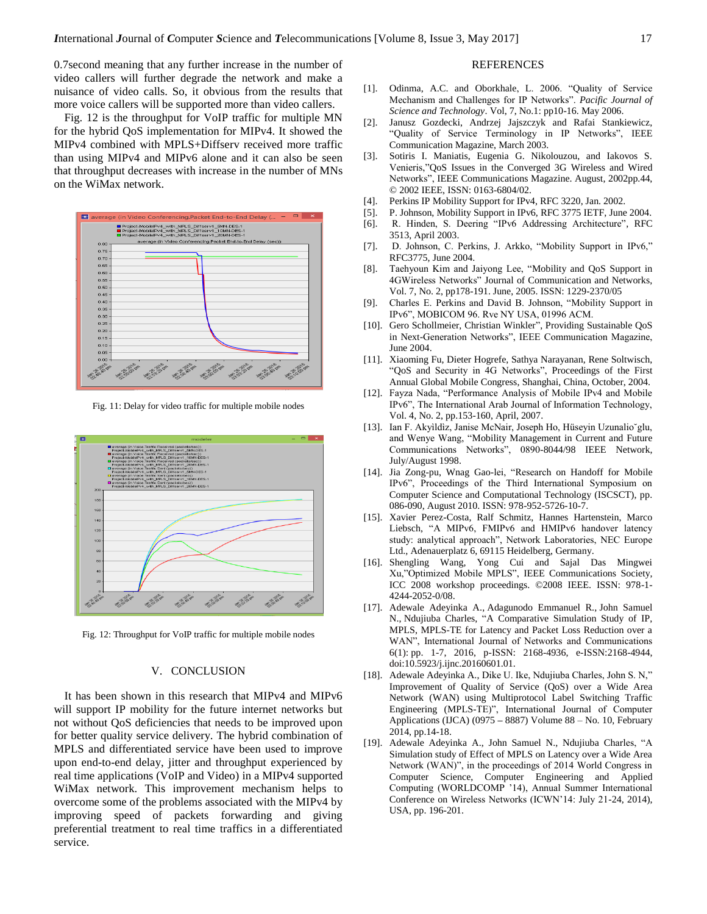0.7second meaning that any further increase in the number of video callers will further degrade the network and make a nuisance of video calls. So, it obvious from the results that more voice callers will be supported more than video callers.

Fig. 12 is the throughput for VoIP traffic for multiple MN for the hybrid QoS implementation for MIPv4. It showed the MIPv4 combined with MPLS+Diffserv received more traffic than using MIPv4 and MIPv6 alone and it can also be seen that throughput decreases with increase in the number of MNs on the WiMax network.

Fig. 11: Delay for video traffic for multiple mobile nodes

Fig. 12: Throughput for VoIP traffic for multiple mobile nodes

## V. CONCLUSION

It has been shown in this research that MIPv4 and MIPv6 will support IP mobility for the future internet networks but not without QoS deficiencies that needs to be improved upon for better quality service delivery. The hybrid combination of MPLS and differentiated service have been used to improve upon end-to-end delay, jitter and throughput experienced by real time applications (VoIP and Video) in a MIPv4 supported WiMax network. This improvement mechanism helps to overcome some of the problems associated with the MIPv4 by improving speed of packets forwarding and giving preferential treatment to real time traffics in a differentiated service.

## REFERENCES

[1]. Odinma, A.C. and Oborkhale, L. 2006. "Quality of Service Mechanism and Challenges for IP Networks". *Pacific Journal of Science and Technology*. Vol, 7, No.1: pp10-16. May 2006.

[2]. Janusz Gozdecki, Andrzej Jajszczyk and Rafai Stankiewicz, "Quality of Service Terminology in IP Networks", IEEE Communication Magazine, March 2003.

[3]. Sotiris I. Maniatis, Eugenia G. Nikolouzou, and Iakovos S. Venieris,"QoS Issues in the Converged 3G Wireless and Wired Networks", IEEE Communications Magazine. August, 2002pp.44, © 2002 IEEE, ISSN: 0163-6804/02.

[4]. Perkins IP Mobility Support for IPv4, RFC 3220, Jan. 2002.

[5]. P. Johnson, Mobility Support in IPv6, RFC 3775 IETF, June 2004.

[6]. R. Hinden, S. Deering "IPv6 Addressing Architecture", RFC 3513, April 2003.

[7]. D. Johnson, C. Perkins, J. Arkko, "Mobility Support in IPv6," RFC3775, June 2004.

[8]. Taehyoun Kim and Jaiyong Lee, "Mobility and QoS Support in 4GWireless Networks" Journal of Communication and Networks, Vol. 7, No. 2, pp178-191. June, 2005. ISSN: 1229-2370/05

[9]. Charles E. Perkins and David B. Johnson, "Mobility Support in IPv6", MOBICOM 96. Rve NY USA, 01996 ACM.

[10]. Gero Schollmeier, Christian Winkler", Providing Sustainable QoS in Next-Generation Networks", IEEE Communication Magazine, June 2004.

[11]. Xiaoming Fu, Dieter Hogrefe, Sathya Narayanan, Rene Soltwisch, "QoS and Security in 4G Networks", Proceedings of the First Annual Global Mobile Congress, Shanghai, China, October, 2004.

[12]. Fayza Nada, "Performance Analysis of Mobile IPv4 and Mobile IPv6", The International Arab Journal of Information Technology, Vol. 4, No. 2, pp.153-160, April, 2007.

[13]. Ian F. Akyildiz, Janise McNair, Joseph Ho, Hüseyin Uzunalio˘glu, and Wenye Wang, "Mobility Management in Current and Future Communications Networks", 0890-8044/98 IEEE Network, July/August 1998.

[14]. Jia Zong-pu, Wnag Gao-lei, "Research on Handoff for Mobile IPv6", Proceedings of the Third International Symposium on Computer Science and Computational Technology (ISCSCT), pp. 086-090, August 2010. ISSN: 978-952-5726-10-7.

[15]. Xavier Perez-Costa, Ralf Schmitz, Hannes Hartenstein, Marco Liebsch, "A MIPv6, FMIPv6 and HMIPv6 handover latency study: analytical approach", Network Laboratories, NEC Europe Ltd., Adenauerplatz 6, 69115 Heidelberg, Germany.

[16]. Shengling Wang, Yong Cui and Sajal Das Mingwei Xu,"Optimized Mobile MPLS", IEEE Communications Society, ICC 2008 workshop proceedings. ©2008 IEEE. ISSN: 978-1-4244-2052-0/08.

[17]. Adewale Adeyinka A., Adagunodo Emmanuel R., John Samuel N., Ndujiuba Charles, "A Comparative Simulation Study of IP, MPLS, MPLS-TE for Latency and Packet Loss Reduction over a WAN", International Journal of Networks and Communications 6(1): pp. 1-7, 2016, p-ISSN: 2168-4936, e-ISSN:2168-4944, doi:10.5923/j.ijnc.20160601.01.

[18]. Adewale Adeyinka A., Dike U. Ike, Ndujiuba Charles, John S. N," Improvement of Quality of Service (QoS) over a Wide Area Network (WAN) using Multiprotocol Label Switching Traffic Engineering (MPLS-TE)", International Journal of Computer Applications (IJCA) (0975 – 8887) Volume 88 – No. 10, February 2014, pp.14-18.

[19]. Adewale Adeyinka A., John Samuel N., Ndujiuba Charles, "A Simulation study of Effect of MPLS on Latency over a Wide Area Network (WAN)", in the proceedings of 2014 World Congress in Computer Science, Computer Engineering and Applied Computing (WORLDCOMP '14), Annual Summer International Conference on Wireless Networks (ICWN'14: July 21-24, 2014), USA, pp. 196-201.